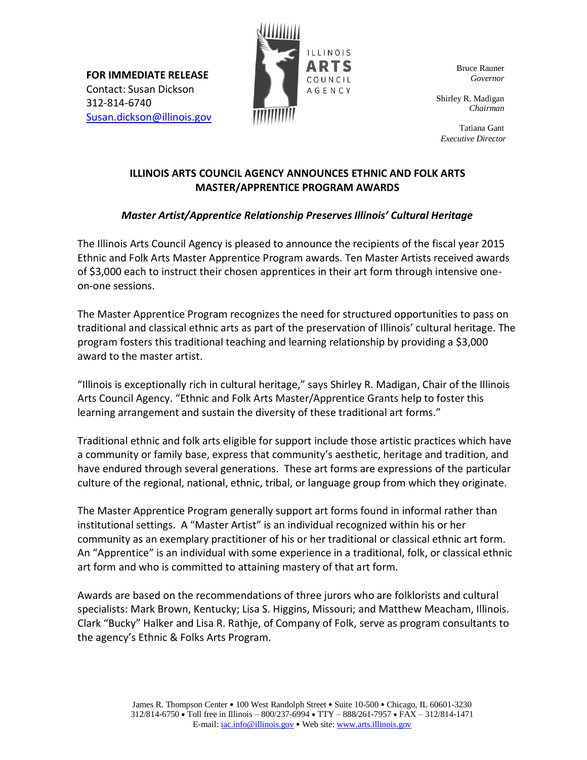**FOR IMMEDIATE RELEASE**
Contact: Susan Dickson
312-814-6740
Susan.dickson@illinois.gov

ILLINOIS ARTS COUNCIL AGENCY

Bruce Rauner
*Governor*

Shirley R. Madigan
*Chairman*

Tatiana Gant
*Executive Director*

## ILLINOIS ARTS COUNCIL AGENCY ANNOUNCES ETHNIC AND FOLK ARTS MASTER/APPRENTICE PROGRAM AWARDS

***Master Artist/Apprentice Relationship Preserves Illinois' Cultural Heritage***

The Illinois Arts Council Agency is pleased to announce the recipients of the fiscal year 2015 Ethnic and Folk Arts Master Apprentice Program awards. Ten Master Artists received awards of $3,000 each to instruct their chosen apprentices in their art form through intensive one-on-one sessions.

The Master Apprentice Program recognizes the need for structured opportunities to pass on traditional and classical ethnic arts as part of the preservation of Illinois' cultural heritage. The program fosters this traditional teaching and learning relationship by providing a $3,000 award to the master artist.

"Illinois is exceptionally rich in cultural heritage," says Shirley R. Madigan, Chair of the Illinois Arts Council Agency. "Ethnic and Folk Arts Master/Apprentice Grants help to foster this learning arrangement and sustain the diversity of these traditional art forms."

Traditional ethnic and folk arts eligible for support include those artistic practices which have a community or family base, express that community's aesthetic, heritage and tradition, and have endured through several generations. These art forms are expressions of the particular culture of the regional, national, ethnic, tribal, or language group from which they originate.

The Master Apprentice Program generally support art forms found in informal rather than institutional settings. A "Master Artist" is an individual recognized within his or her community as an exemplary practitioner of his or her traditional or classical ethnic art form. An "Apprentice" is an individual with some experience in a traditional, folk, or classical ethnic art form and who is committed to attaining mastery of that art form.

Awards are based on the recommendations of three jurors who are folklorists and cultural specialists: Mark Brown, Kentucky; Lisa S. Higgins, Missouri; and Matthew Meacham, Illinois. Clark "Bucky" Halker and Lisa R. Rathje, of Company of Folk, serve as program consultants to the agency's Ethnic & Folks Arts Program.

James R. Thompson Center • 100 West Randolph Street • Suite 10-500 • Chicago, IL 60601-3230
312/814-6750 • Toll free in Illinois – 800/237-6994 • TTY – 888/261-7957 • FAX – 312/814-1471
E-mail: iac.info@illinois.gov • Web site: www.arts.illinois.gov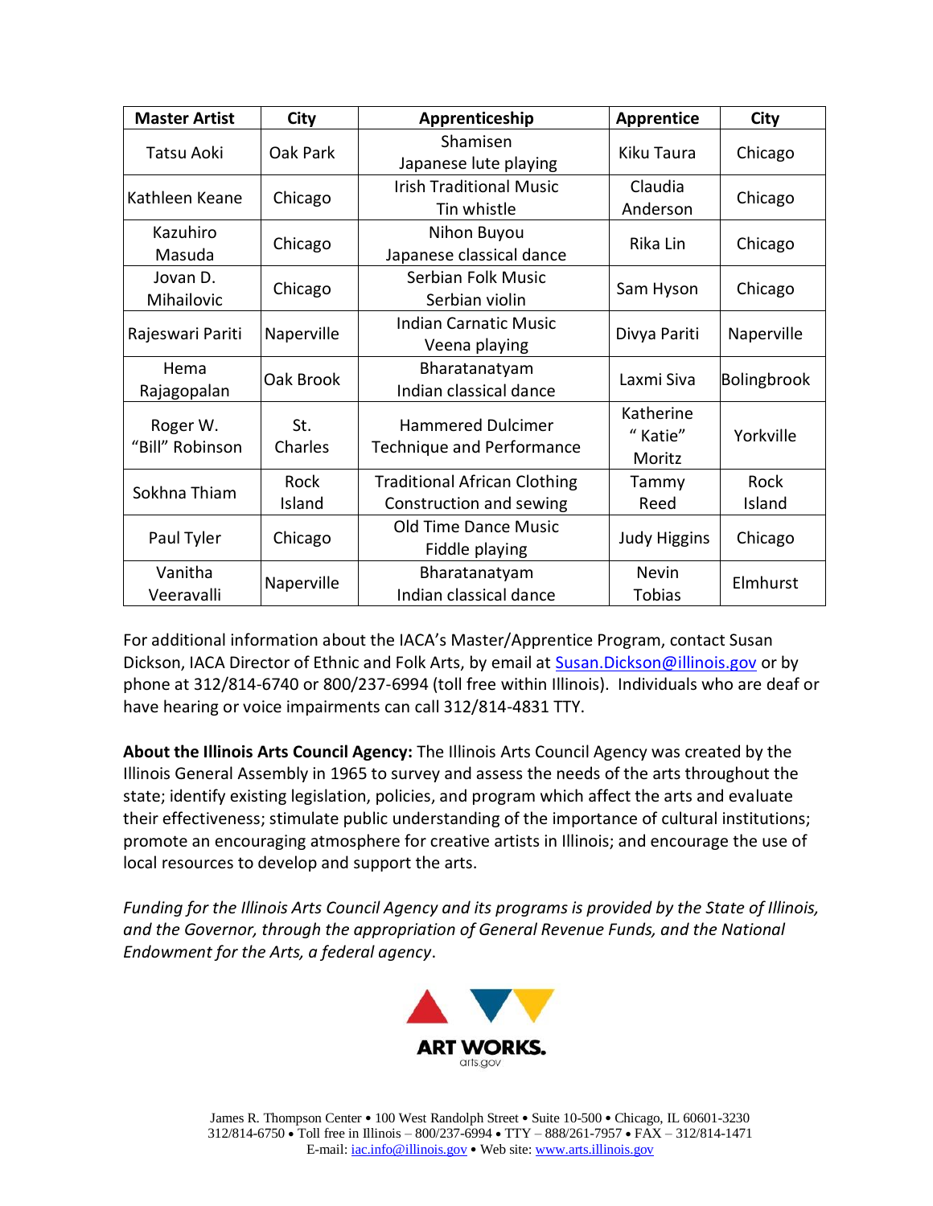| Master Artist | City | Apprenticeship | Apprentice | City |
|---|---|---|---|---|
| Tatsu Aoki | Oak Park | Shamisen Japanese lute playing | Kiku Taura | Chicago |
| Kathleen Keane | Chicago | Irish Traditional Music Tin whistle | Claudia Anderson | Chicago |
| Kazuhiro Masuda | Chicago | Nihon Buyou Japanese classical dance | Rika Lin | Chicago |
| Jovan D. Mihailovic | Chicago | Serbian Folk Music Serbian violin | Sam Hyson | Chicago |
| Rajeswari Pariti | Naperville | Indian Carnatic Music Veena playing | Divya Pariti | Naperville |
| Hema Rajagopalan | Oak Brook | Bharatanatyam Indian classical dance | Laxmi Siva | Bolingbrook |
| Roger W. "Bill" Robinson | St. Charles | Hammered Dulcimer Technique and Performance | Katherine " Katie" Moritz | Yorkville |
| Sokhna Thiam | Rock Island | Traditional African Clothing Construction and sewing | Tammy Reed | Rock Island |
| Paul Tyler | Chicago | Old Time Dance Music Fiddle playing | Judy Higgins | Chicago |
| Vanitha Veeravalli | Naperville | Bharatanatyam Indian classical dance | Nevin Tobias | Elmhurst |

For additional information about the IACA's Master/Apprentice Program, contact Susan Dickson, IACA Director of Ethnic and Folk Arts, by email at Susan.Dickson@illinois.gov or by phone at 312/814-6740 or 800/237-6994 (toll free within Illinois). Individuals who are deaf or have hearing or voice impairments can call 312/814-4831 TTY.

**About the Illinois Arts Council Agency:** The Illinois Arts Council Agency was created by the Illinois General Assembly in 1965 to survey and assess the needs of the arts throughout the state; identify existing legislation, policies, and program which affect the arts and evaluate their effectiveness; stimulate public understanding of the importance of cultural institutions; promote an encouraging atmosphere for creative artists in Illinois; and encourage the use of local resources to develop and support the arts.

*Funding for the Illinois Arts Council Agency and its programs is provided by the State of Illinois, and the Governor, through the appropriation of General Revenue Funds, and the National Endowment for the Arts, a federal agency*.

ART WORKS.
arts.gov

James R. Thompson Center • 100 West Randolph Street • Suite 10-500 • Chicago, IL 60601-3230
312/814-6750 • Toll free in Illinois – 800/237-6994 • TTY – 888/261-7957 • FAX – 312/814-1471
E-mail: iac.info@illinois.gov • Web site: www.arts.illinois.gov